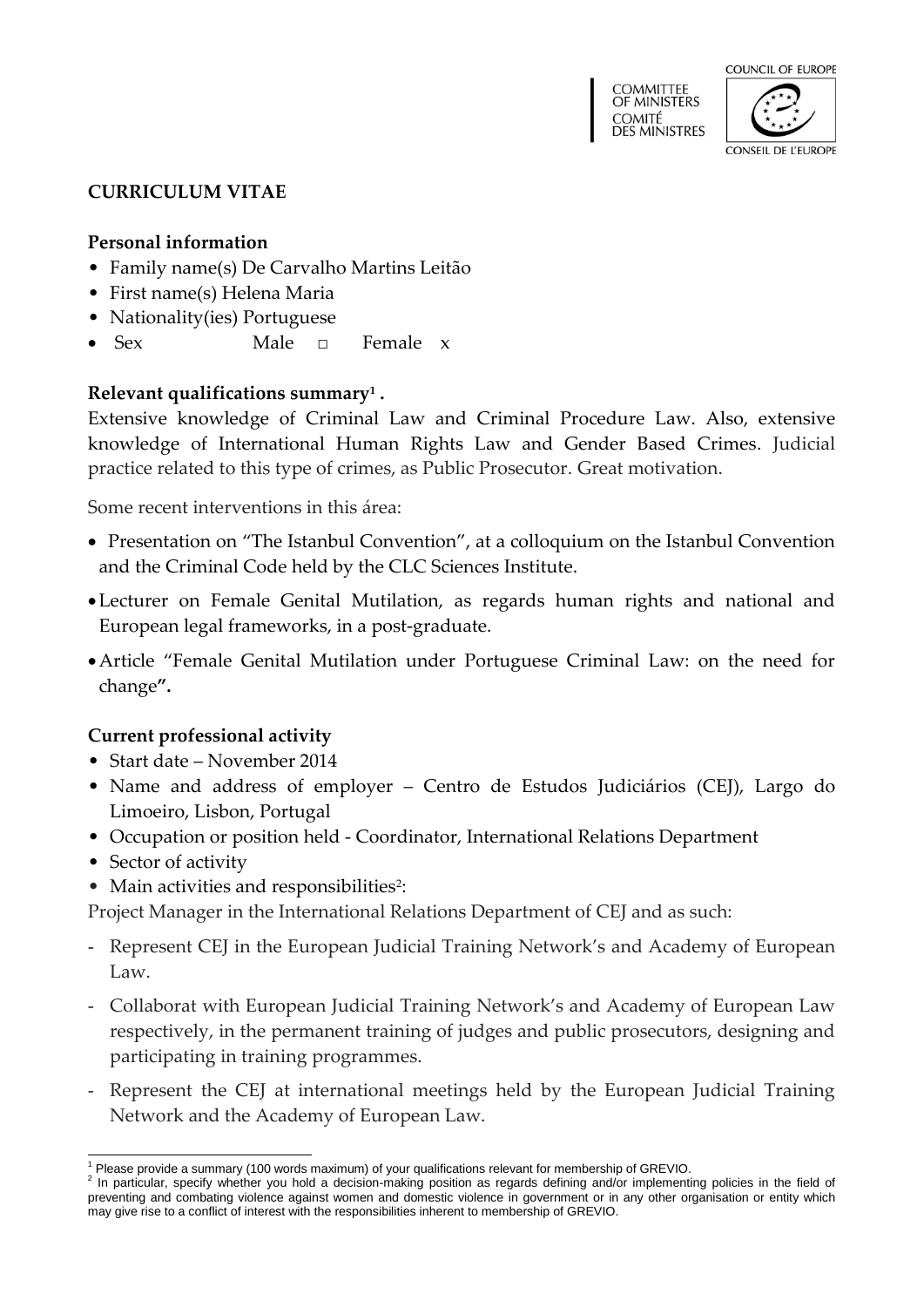COMMITTEE OF MINISTERS
COMITÉ DES MINISTRES

COUNCIL OF EUROPE
CONSEIL DE L'EUROPE

**CURRICULUM VITAE**

**Personal information**

- Family name(s) De Carvalho Martins Leitão
- First name(s) Helena Maria
- Nationality(ies) Portuguese
- Sex Male □ Female x

**Relevant qualifications summary[1] .**

Extensive knowledge of Criminal Law and Criminal Procedure Law. Also, extensive knowledge of International Human Rights Law and Gender Based Crimes. Judicial practice related to this type of crimes, as Public Prosecutor. Great motivation.

Some recent interventions in this área:

- Presentation on "The Istanbul Convention", at a colloquium on the Istanbul Convention and the Criminal Code held by the CLC Sciences Institute.
- Lecturer on Female Genital Mutilation, as regards human rights and national and European legal frameworks, in a post-graduate.
- Article "Female Genital Mutilation under Portuguese Criminal Law: on the need for change**".**

**Current professional activity**

- Start date – November 2014
- Name and address of employer – Centro de Estudos Judiciários (CEJ), Largo do Limoeiro, Lisbon, Portugal
- Occupation or position held - Coordinator, International Relations Department
- Sector of activity
- Main activities and responsibilities[2]:

Project Manager in the International Relations Department of CEJ and as such:

- Represent CEJ in the European Judicial Training Network's and Academy of European Law.
- Collaborat with European Judicial Training Network's and Academy of European Law respectively, in the permanent training of judges and public prosecutors, designing and participating in training programmes.
- Represent the CEJ at international meetings held by the European Judicial Training Network and the Academy of European Law.

---

[1] Please provide a summary (100 words maximum) of your qualifications relevant for membership of GREVIO.

[2] In particular, specify whether you hold a decision-making position as regards defining and/or implementing policies in the field of preventing and combating violence against women and domestic violence in government or in any other organisation or entity which may give rise to a conflict of interest with the responsibilities inherent to membership of GREVIO.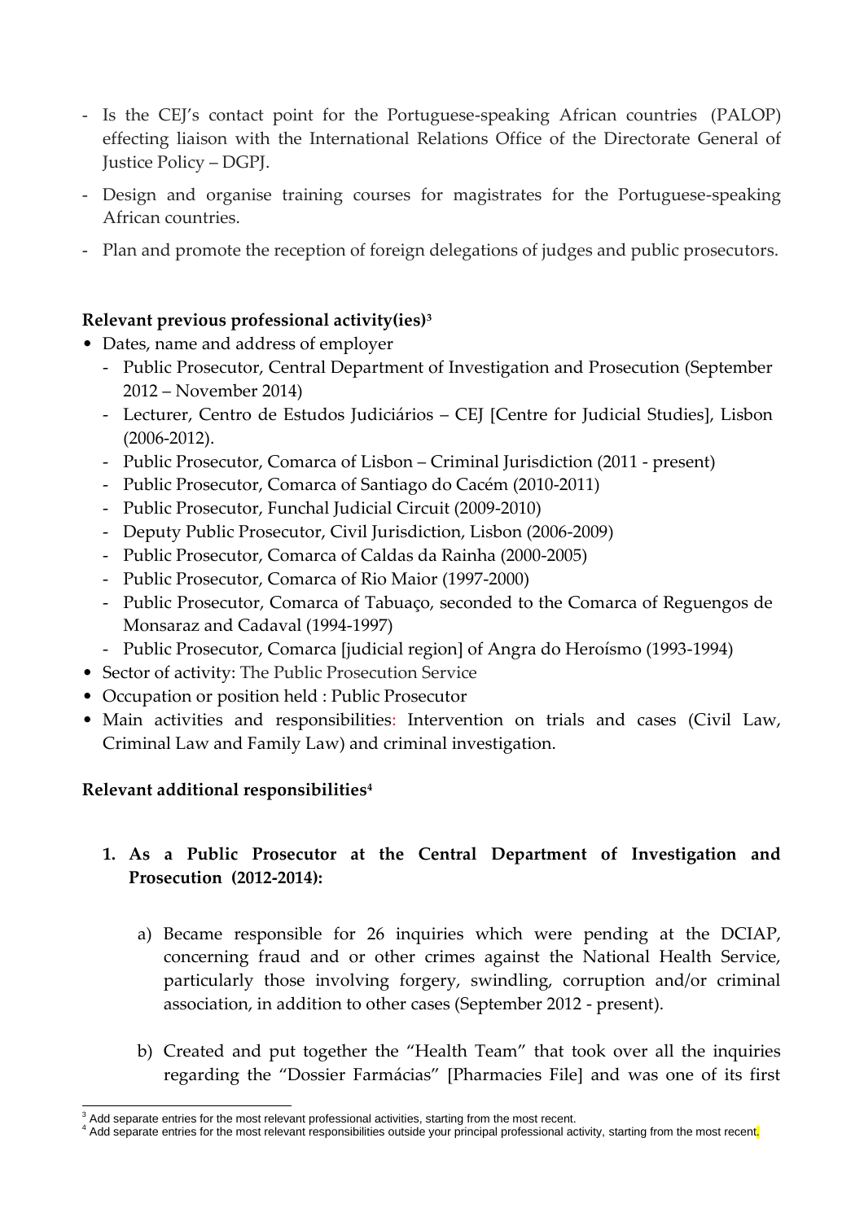- Is the CEJ's contact point for the Portuguese-speaking African countries (PALOP) effecting liaison with the International Relations Office of the Directorate General of Justice Policy – DGPJ.
- Design and organise training courses for magistrates for the Portuguese-speaking African countries.
- Plan and promote the reception of foreign delegations of judges and public prosecutors.

**Relevant previous professional activity(ies)**[3]

- Dates, name and address of employer
  - Public Prosecutor, Central Department of Investigation and Prosecution (September 2012 – November 2014)
  - Lecturer, Centro de Estudos Judiciários – CEJ [Centre for Judicial Studies], Lisbon (2006-2012).
  - Public Prosecutor, Comarca of Lisbon – Criminal Jurisdiction (2011 - present)
  - Public Prosecutor, Comarca of Santiago do Cacém (2010-2011)
  - Public Prosecutor, Funchal Judicial Circuit (2009-2010)
  - Deputy Public Prosecutor, Civil Jurisdiction, Lisbon (2006-2009)
  - Public Prosecutor, Comarca of Caldas da Rainha (2000-2005)
  - Public Prosecutor, Comarca of Rio Maior (1997-2000)
  - Public Prosecutor, Comarca of Tabuaço, seconded to the Comarca of Reguengos de Monsaraz and Cadaval (1994-1997)
  - Public Prosecutor, Comarca [judicial region] of Angra do Heroísmo (1993-1994)
- Sector of activity: The Public Prosecution Service
- Occupation or position held : Public Prosecutor
- Main activities and responsibilities: Intervention on trials and cases (Civil Law, Criminal Law and Family Law) and criminal investigation.

**Relevant additional responsibilities**[4]

1. **As a Public Prosecutor at the Central Department of Investigation and Prosecution (2012-2014):**

   a) Became responsible for 26 inquiries which were pending at the DCIAP, concerning fraud and or other crimes against the National Health Service, particularly those involving forgery, swindling, corruption and/or criminal association, in addition to other cases (September 2012 - present).

   b) Created and put together the "Health Team" that took over all the inquiries regarding the "Dossier Farmácias" [Pharmacies File] and was one of its first

[3] Add separate entries for the most relevant professional activities, starting from the most recent.
[4] Add separate entries for the most relevant responsibilities outside your principal professional activity, starting from the most recent.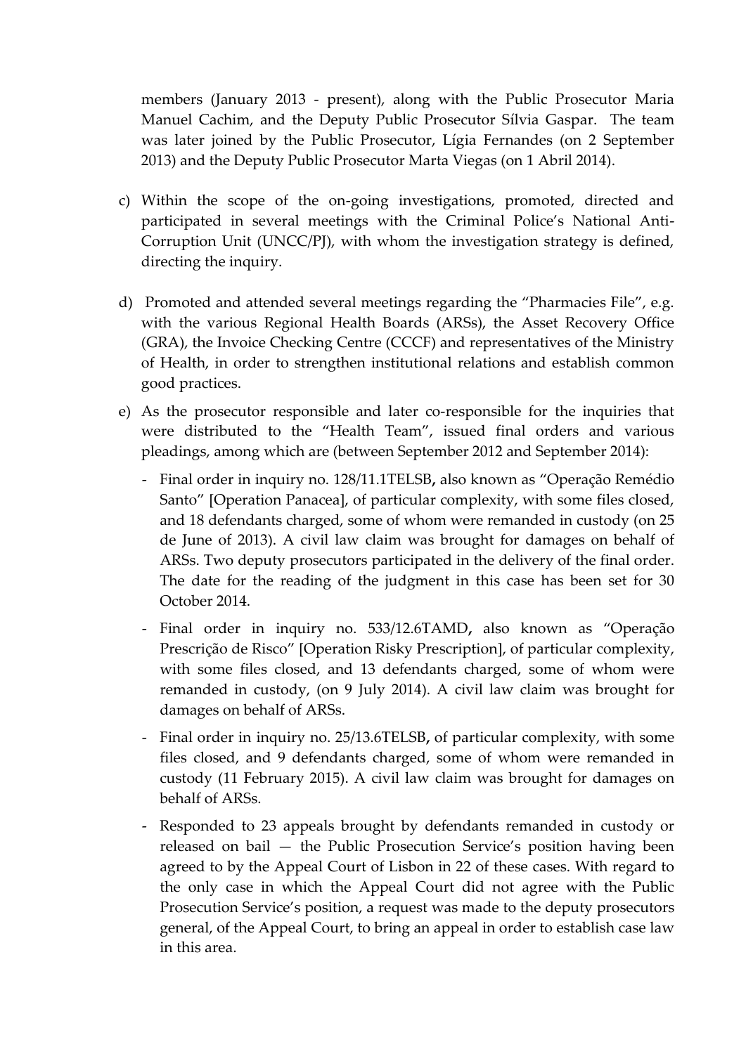members (January 2013 - present), along with the Public Prosecutor Maria Manuel Cachim, and the Deputy Public Prosecutor Sílvia Gaspar. The team was later joined by the Public Prosecutor, Lígia Fernandes (on 2 September 2013) and the Deputy Public Prosecutor Marta Viegas (on 1 Abril 2014).

c) Within the scope of the on-going investigations, promoted, directed and participated in several meetings with the Criminal Police's National Anti-Corruption Unit (UNCC/PJ), with whom the investigation strategy is defined, directing the inquiry.

d) Promoted and attended several meetings regarding the "Pharmacies File", e.g. with the various Regional Health Boards (ARSs), the Asset Recovery Office (GRA), the Invoice Checking Centre (CCCF) and representatives of the Ministry of Health, in order to strengthen institutional relations and establish common good practices.

e) As the prosecutor responsible and later co-responsible for the inquiries that were distributed to the "Health Team", issued final orders and various pleadings, among which are (between September 2012 and September 2014):

   - Final order in inquiry no. 128/11.1TELSB**,** also known as "Operação Remédio Santo" [Operation Panacea], of particular complexity, with some files closed, and 18 defendants charged, some of whom were remanded in custody (on 25 de June of 2013). A civil law claim was brought for damages on behalf of ARSs. Two deputy prosecutors participated in the delivery of the final order. The date for the reading of the judgment in this case has been set for 30 October 2014.
   - Final order in inquiry no. 533/12.6TAMD**,** also known as "Operação Prescrição de Risco" [Operation Risky Prescription], of particular complexity, with some files closed, and 13 defendants charged, some of whom were remanded in custody, (on 9 July 2014). A civil law claim was brought for damages on behalf of ARSs.
   - Final order in inquiry no. 25/13.6TELSB**,** of particular complexity, with some files closed, and 9 defendants charged, some of whom were remanded in custody (11 February 2015). A civil law claim was brought for damages on behalf of ARSs.
   - Responded to 23 appeals brought by defendants remanded in custody or released on bail — the Public Prosecution Service's position having been agreed to by the Appeal Court of Lisbon in 22 of these cases. With regard to the only case in which the Appeal Court did not agree with the Public Prosecution Service's position, a request was made to the deputy prosecutors general, of the Appeal Court, to bring an appeal in order to establish case law in this area.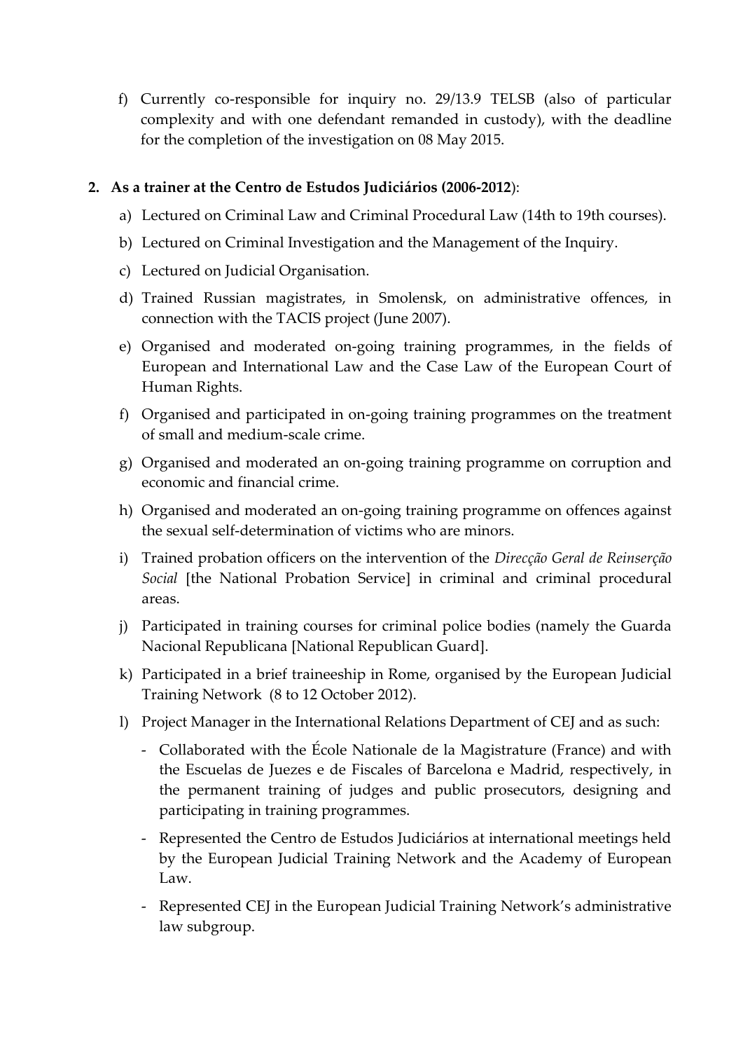f) Currently co-responsible for inquiry no. 29/13.9 TELSB (also of particular complexity and with one defendant remanded in custody), with the deadline for the completion of the investigation on 08 May 2015.

2. **As a trainer at the Centro de Estudos Judiciários (2006-2012)**:

   a) Lectured on Criminal Law and Criminal Procedural Law (14th to 19th courses).

   b) Lectured on Criminal Investigation and the Management of the Inquiry.

   c) Lectured on Judicial Organisation.

   d) Trained Russian magistrates, in Smolensk, on administrative offences, in connection with the TACIS project (June 2007).

   e) Organised and moderated on-going training programmes, in the fields of European and International Law and the Case Law of the European Court of Human Rights.

   f) Organised and participated in on-going training programmes on the treatment of small and medium-scale crime.

   g) Organised and moderated an on-going training programme on corruption and economic and financial crime.

   h) Organised and moderated an on-going training programme on offences against the sexual self-determination of victims who are minors.

   i) Trained probation officers on the intervention of the *Direcção Geral de Reinserção Social* [the National Probation Service] in criminal and criminal procedural areas.

   j) Participated in training courses for criminal police bodies (namely the Guarda Nacional Republicana [National Republican Guard].

   k) Participated in a brief traineeship in Rome, organised by the European Judicial Training Network (8 to 12 October 2012).

   l) Project Manager in the International Relations Department of CEJ and as such:

      - Collaborated with the École Nationale de la Magistrature (France) and with the Escuelas de Juezes e de Fiscales of Barcelona e Madrid, respectively, in the permanent training of judges and public prosecutors, designing and participating in training programmes.
      - Represented the Centro de Estudos Judiciários at international meetings held by the European Judicial Training Network and the Academy of European Law.
      - Represented CEJ in the European Judicial Training Network's administrative law subgroup.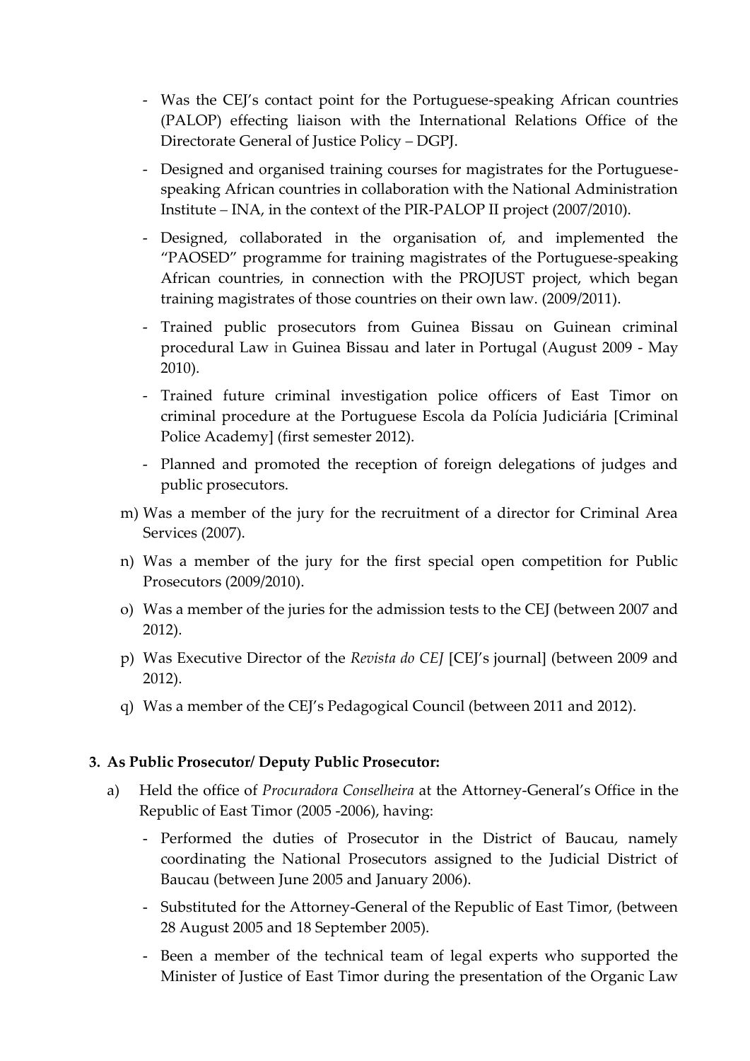- Was the CEJ's contact point for the Portuguese-speaking African countries (PALOP) effecting liaison with the International Relations Office of the Directorate General of Justice Policy – DGPJ.
- Designed and organised training courses for magistrates for the Portuguese-speaking African countries in collaboration with the National Administration Institute – INA, in the context of the PIR-PALOP II project (2007/2010).
- Designed, collaborated in the organisation of, and implemented the "PAOSED" programme for training magistrates of the Portuguese-speaking African countries, in connection with the PROJUST project, which began training magistrates of those countries on their own law. (2009/2011).
- Trained public prosecutors from Guinea Bissau on Guinean criminal procedural Law in Guinea Bissau and later in Portugal (August 2009 - May 2010).
- Trained future criminal investigation police officers of East Timor on criminal procedure at the Portuguese Escola da Polícia Judiciária [Criminal Police Academy] (first semester 2012).
- Planned and promoted the reception of foreign delegations of judges and public prosecutors.

m) Was a member of the jury for the recruitment of a director for Criminal Area Services (2007).

n) Was a member of the jury for the first special open competition for Public Prosecutors (2009/2010).

o) Was a member of the juries for the admission tests to the CEJ (between 2007 and 2012).

p) Was Executive Director of the *Revista do CEJ* [CEJ's journal] (between 2009 and 2012).

q) Was a member of the CEJ's Pedagogical Council (between 2011 and 2012).

**3. As Public Prosecutor/ Deputy Public Prosecutor:**

a) Held the office of *Procuradora Conselheira* at the Attorney-General's Office in the Republic of East Timor (2005 -2006), having:

- Performed the duties of Prosecutor in the District of Baucau, namely coordinating the National Prosecutors assigned to the Judicial District of Baucau (between June 2005 and January 2006).
- Substituted for the Attorney-General of the Republic of East Timor, (between 28 August 2005 and 18 September 2005).
- Been a member of the technical team of legal experts who supported the Minister of Justice of East Timor during the presentation of the Organic Law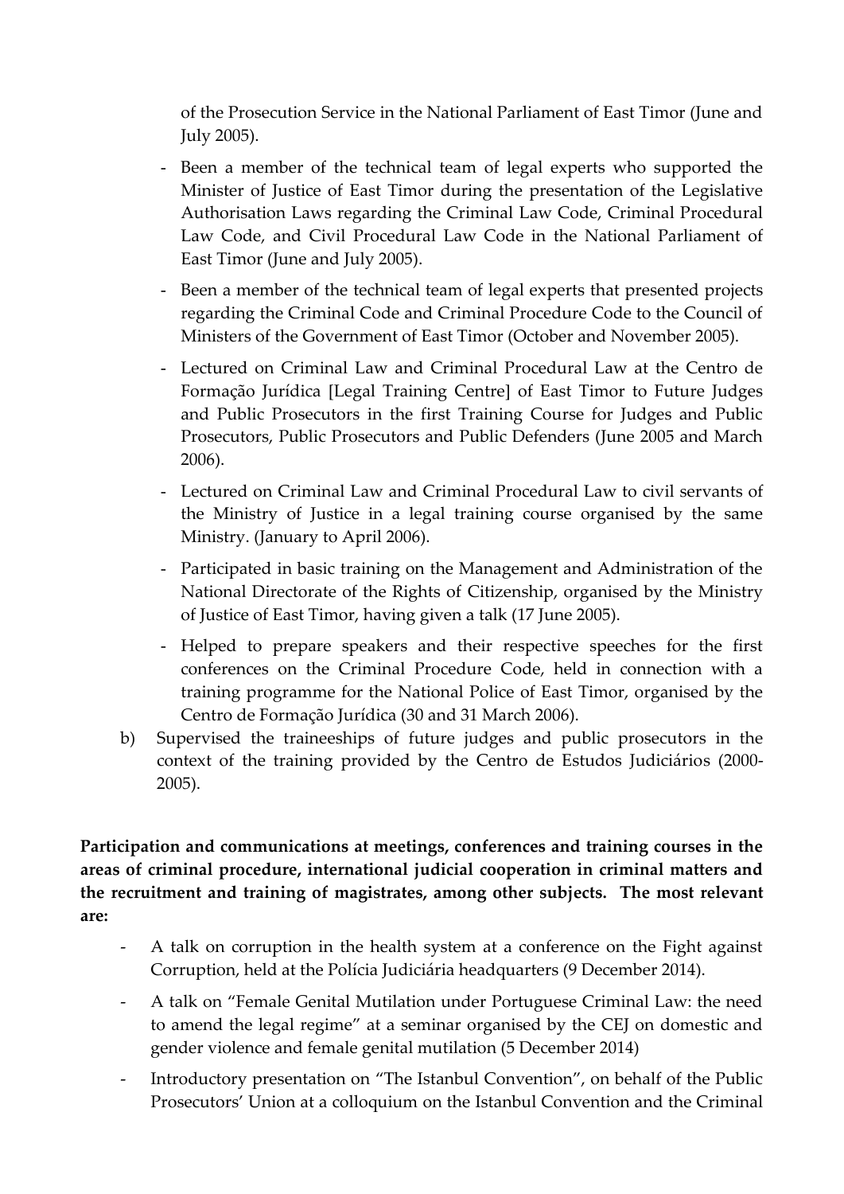of the Prosecution Service in the National Parliament of East Timor (June and July 2005).

- Been a member of the technical team of legal experts who supported the Minister of Justice of East Timor during the presentation of the Legislative Authorisation Laws regarding the Criminal Law Code, Criminal Procedural Law Code, and Civil Procedural Law Code in the National Parliament of East Timor (June and July 2005).
- Been a member of the technical team of legal experts that presented projects regarding the Criminal Code and Criminal Procedure Code to the Council of Ministers of the Government of East Timor (October and November 2005).
- Lectured on Criminal Law and Criminal Procedural Law at the Centro de Formação Jurídica [Legal Training Centre] of East Timor to Future Judges and Public Prosecutors in the first Training Course for Judges and Public Prosecutors, Public Prosecutors and Public Defenders (June 2005 and March 2006).
- Lectured on Criminal Law and Criminal Procedural Law to civil servants of the Ministry of Justice in a legal training course organised by the same Ministry. (January to April 2006).
- Participated in basic training on the Management and Administration of the National Directorate of the Rights of Citizenship, organised by the Ministry of Justice of East Timor, having given a talk (17 June 2005).
- Helped to prepare speakers and their respective speeches for the first conferences on the Criminal Procedure Code, held in connection with a training programme for the National Police of East Timor, organised by the Centro de Formação Jurídica (30 and 31 March 2006).

b) Supervised the traineeships of future judges and public prosecutors in the context of the training provided by the Centro de Estudos Judiciários (2000-2005).

**Participation and communications at meetings, conferences and training courses in the areas of criminal procedure, international judicial cooperation in criminal matters and the recruitment and training of magistrates, among other subjects. The most relevant are:**

- A talk on corruption in the health system at a conference on the Fight against Corruption, held at the Polícia Judiciária headquarters (9 December 2014).
- A talk on "Female Genital Mutilation under Portuguese Criminal Law: the need to amend the legal regime" at a seminar organised by the CEJ on domestic and gender violence and female genital mutilation (5 December 2014)
- Introductory presentation on "The Istanbul Convention", on behalf of the Public Prosecutors' Union at a colloquium on the Istanbul Convention and the Criminal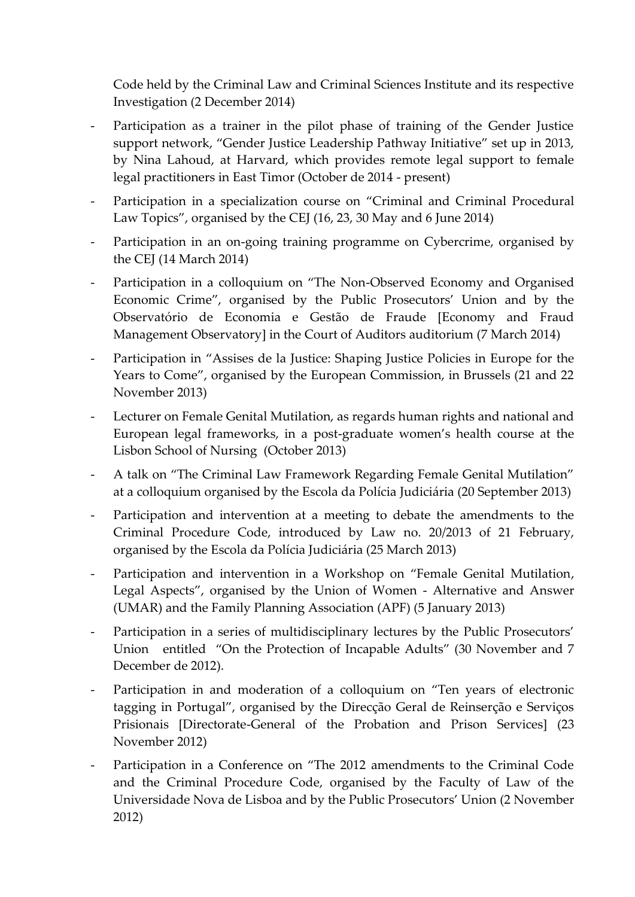Code held by the Criminal Law and Criminal Sciences Institute and its respective Investigation (2 December 2014)

- Participation as a trainer in the pilot phase of training of the Gender Justice support network, "Gender Justice Leadership Pathway Initiative" set up in 2013, by Nina Lahoud, at Harvard, which provides remote legal support to female legal practitioners in East Timor (October de 2014 - present)
- Participation in a specialization course on "Criminal and Criminal Procedural Law Topics", organised by the CEJ (16, 23, 30 May and 6 June 2014)
- Participation in an on-going training programme on Cybercrime, organised by the CEJ (14 March 2014)
- Participation in a colloquium on "The Non-Observed Economy and Organised Economic Crime", organised by the Public Prosecutors' Union and by the Observatório de Economia e Gestão de Fraude [Economy and Fraud Management Observatory] in the Court of Auditors auditorium (7 March 2014)
- Participation in "Assises de la Justice: Shaping Justice Policies in Europe for the Years to Come", organised by the European Commission, in Brussels (21 and 22 November 2013)
- Lecturer on Female Genital Mutilation, as regards human rights and national and European legal frameworks, in a post-graduate women's health course at the Lisbon School of Nursing (October 2013)
- A talk on "The Criminal Law Framework Regarding Female Genital Mutilation" at a colloquium organised by the Escola da Polícia Judiciária (20 September 2013)
- Participation and intervention at a meeting to debate the amendments to the Criminal Procedure Code, introduced by Law no. 20/2013 of 21 February, organised by the Escola da Polícia Judiciária (25 March 2013)
- Participation and intervention in a Workshop on "Female Genital Mutilation, Legal Aspects", organised by the Union of Women - Alternative and Answer (UMAR) and the Family Planning Association (APF) (5 January 2013)
- Participation in a series of multidisciplinary lectures by the Public Prosecutors' Union entitled "On the Protection of Incapable Adults" (30 November and 7 December de 2012).
- Participation in and moderation of a colloquium on "Ten years of electronic tagging in Portugal", organised by the Direcção Geral de Reinserção e Serviços Prisionais [Directorate-General of the Probation and Prison Services] (23 November 2012)
- Participation in a Conference on "The 2012 amendments to the Criminal Code and the Criminal Procedure Code, organised by the Faculty of Law of the Universidade Nova de Lisboa and by the Public Prosecutors' Union (2 November 2012)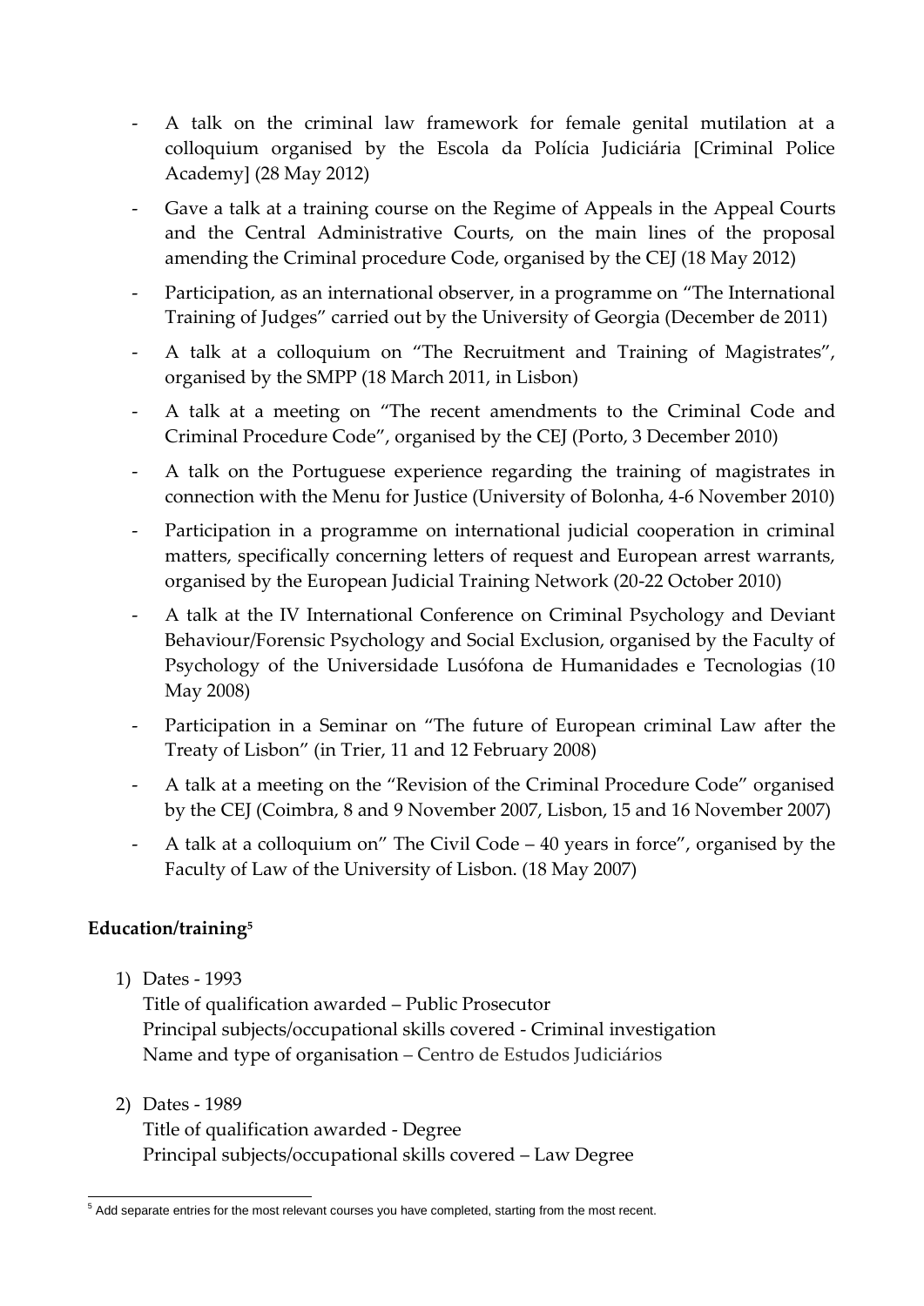- A talk on the criminal law framework for female genital mutilation at a colloquium organised by the Escola da Polícia Judiciária [Criminal Police Academy] (28 May 2012)
- Gave a talk at a training course on the Regime of Appeals in the Appeal Courts and the Central Administrative Courts, on the main lines of the proposal amending the Criminal procedure Code, organised by the CEJ (18 May 2012)
- Participation, as an international observer, in a programme on "The International Training of Judges" carried out by the University of Georgia (December de 2011)
- A talk at a colloquium on "The Recruitment and Training of Magistrates", organised by the SMPP (18 March 2011, in Lisbon)
- A talk at a meeting on "The recent amendments to the Criminal Code and Criminal Procedure Code", organised by the CEJ (Porto, 3 December 2010)
- A talk on the Portuguese experience regarding the training of magistrates in connection with the Menu for Justice (University of Bolonha, 4-6 November 2010)
- Participation in a programme on international judicial cooperation in criminal matters, specifically concerning letters of request and European arrest warrants, organised by the European Judicial Training Network (20-22 October 2010)
- A talk at the IV International Conference on Criminal Psychology and Deviant Behaviour/Forensic Psychology and Social Exclusion, organised by the Faculty of Psychology of the Universidade Lusófona de Humanidades e Tecnologias (10 May 2008)
- Participation in a Seminar on "The future of European criminal Law after the Treaty of Lisbon" (in Trier, 11 and 12 February 2008)
- A talk at a meeting on the "Revision of the Criminal Procedure Code" organised by the CEJ (Coimbra, 8 and 9 November 2007, Lisbon, 15 and 16 November 2007)
- A talk at a colloquium on" The Civil Code – 40 years in force", organised by the Faculty of Law of the University of Lisbon. (18 May 2007)

**Education/training[5]**

1) Dates - 1993
   Title of qualification awarded – Public Prosecutor
   Principal subjects/occupational skills covered - Criminal investigation
   Name and type of organisation – Centro de Estudos Judiciários

2) Dates - 1989
   Title of qualification awarded - Degree
   Principal subjects/occupational skills covered – Law Degree

[5] Add separate entries for the most relevant courses you have completed, starting from the most recent.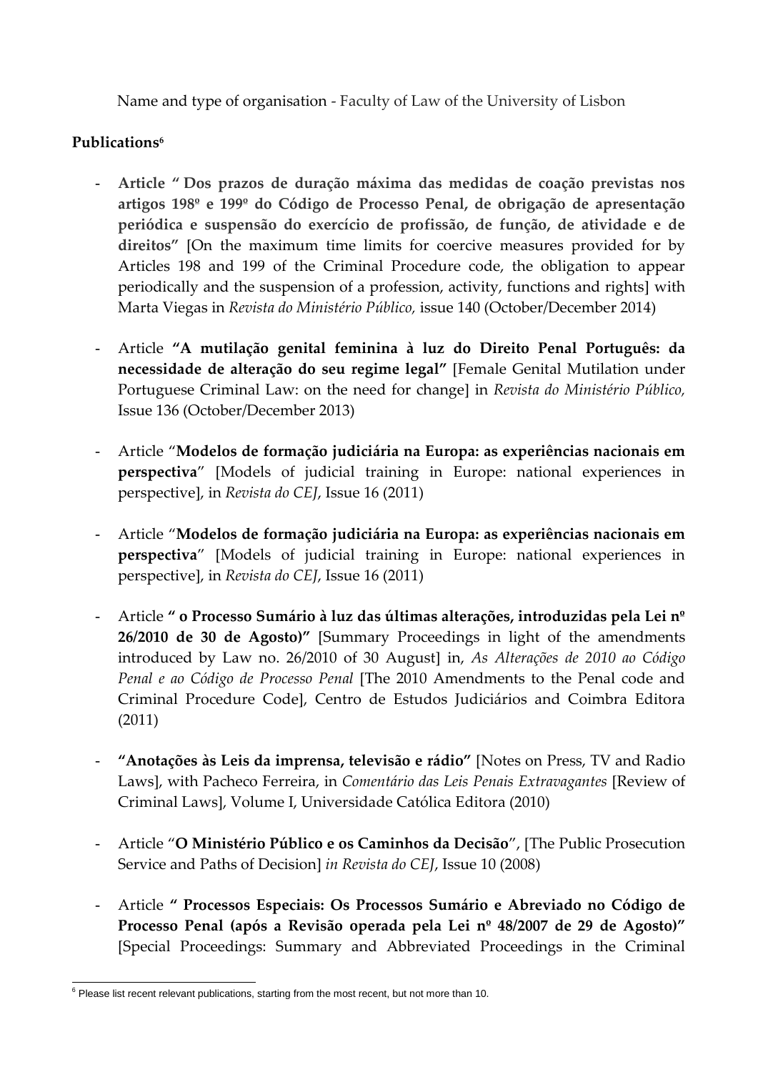Name and type of organisation - Faculty of Law of the University of Lisbon

**Publications**[6]

- **Article " Dos prazos de duração máxima das medidas de coação previstas nos artigos 198º e 199º do Código de Processo Penal, de obrigação de apresentação periódica e suspensão do exercício de profissão, de função, de atividade e de direitos"** [On the maximum time limits for coercive measures provided for by Articles 198 and 199 of the Criminal Procedure code, the obligation to appear periodically and the suspension of a profession, activity, functions and rights] with Marta Viegas in *Revista do Ministério Público,* issue 140 (October/December 2014)

- Article **"A mutilação genital feminina à luz do Direito Penal Português: da necessidade de alteração do seu regime legal"** [Female Genital Mutilation under Portuguese Criminal Law: on the need for change] in *Revista do Ministério Público,* Issue 136 (October/December 2013)

- Article "**Modelos de formação judiciária na Europa: as experiências nacionais em perspectiva**" [Models of judicial training in Europe: national experiences in perspective], in *Revista do CEJ*, Issue 16 (2011)

- Article "**Modelos de formação judiciária na Europa: as experiências nacionais em perspectiva**" [Models of judicial training in Europe: national experiences in perspective], in *Revista do CEJ*, Issue 16 (2011)

- Article **" o Processo Sumário à luz das últimas alterações, introduzidas pela Lei nº 26/2010 de 30 de Agosto)"** [Summary Proceedings in light of the amendments introduced by Law no. 26/2010 of 30 August] in, *As Alterações de 2010 ao Código Penal e ao Código de Processo Penal* [The 2010 Amendments to the Penal code and Criminal Procedure Code], Centro de Estudos Judiciários and Coimbra Editora (2011)

- **"Anotações às Leis da imprensa, televisão e rádio"** [Notes on Press, TV and Radio Laws], with Pacheco Ferreira, in *Comentário das Leis Penais Extravagantes* [Review of Criminal Laws], Volume I, Universidade Católica Editora (2010)

- Article "**O Ministério Público e os Caminhos da Decisão**", [The Public Prosecution Service and Paths of Decision] *in Revista do CEJ*, Issue 10 (2008)

- Article **" Processos Especiais: Os Processos Sumário e Abreviado no Código de Processo Penal (após a Revisão operada pela Lei nº 48/2007 de 29 de Agosto)"** [Special Proceedings: Summary and Abbreviated Proceedings in the Criminal

[6] Please list recent relevant publications, starting from the most recent, but not more than 10.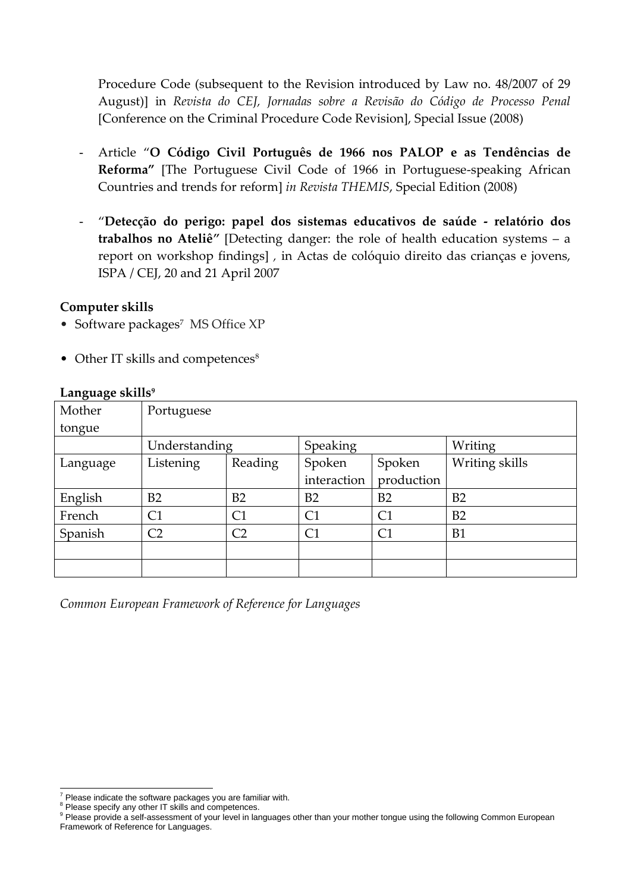Procedure Code (subsequent to the Revision introduced by Law no. 48/2007 of 29 August)] in *Revista do CEJ, Jornadas sobre a Revisão do Código de Processo Penal* [Conference on the Criminal Procedure Code Revision], Special Issue (2008)

- Article "**O Código Civil Português de 1966 nos PALOP e as Tendências de Reforma"** [The Portuguese Civil Code of 1966 in Portuguese-speaking African Countries and trends for reform] *in Revista THEMIS*, Special Edition (2008)

- "**Detecção do perigo: papel dos sistemas educativos de saúde - relatório dos trabalhos no Ateliê"** [Detecting danger: the role of health education systems – a report on workshop findings] , in Actas de colóquio direito das crianças e jovens, ISPA / CEJ, 20 and 21 April 2007

**Computer skills**

- Software packages[7] MS Office XP

- Other IT skills and competences[8]

**Language skills[9]**

| Mother tongue | Portuguese | | | | |
|---|---|---|---|---|---|
| | Understanding | | Speaking | | Writing |
| Language | Listening | Reading | Spoken interaction | Spoken production | Writing skills |
| English | B2 | B2 | B2 | B2 | B2 |
| French | C1 | C1 | C1 | C1 | B2 |
| Spanish | C2 | C2 | C1 | C1 | B1 |
| | | | | | |
| | | | | | |

*Common European Framework of Reference for Languages*

[7] Please indicate the software packages you are familiar with.
[8] Please specify any other IT skills and competences.
[9] Please provide a self-assessment of your level in languages other than your mother tongue using the following Common European Framework of Reference for Languages.